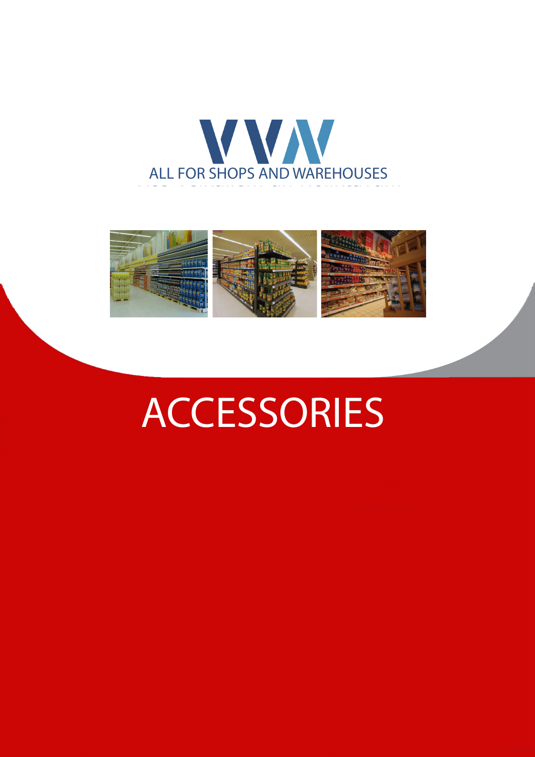ALL FOR SHOPS AND WAREHOUSES

# ACCESSORIES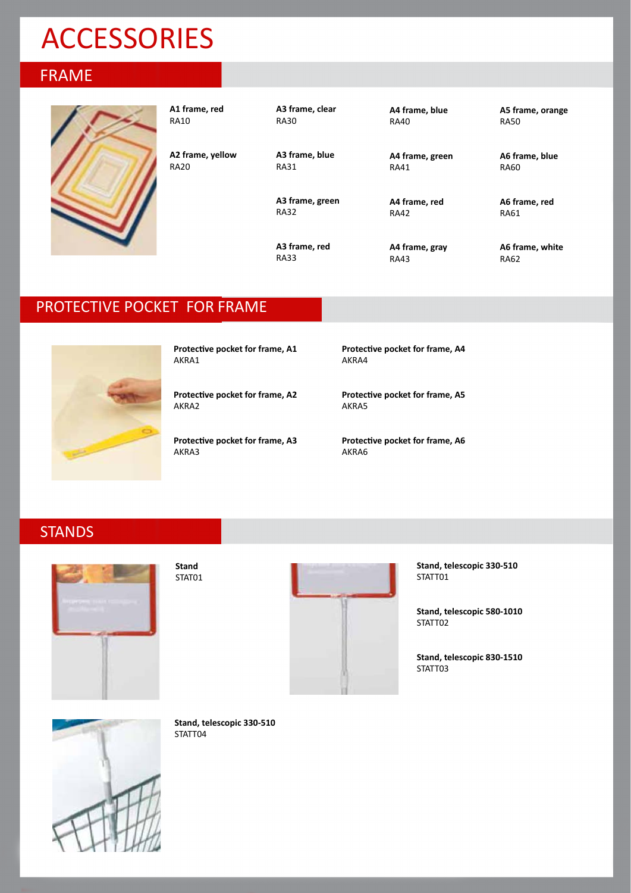# ACCESSORIES

## FRAME

**A1 frame, red**
RA10

**A2 frame, yellow**
RA20

**A3 frame, clear**
RA30

**A3 frame, blue**
RA31

**A3 frame, green**
RA32

**A3 frame, red**
RA33

**A4 frame, blue**
RA40

**A4 frame, green**
RA41

**A4 frame, red**
RA42

**A4 frame, gray**
RA43

**A5 frame, orange**
RA50

**A6 frame, blue**
RA60

**A6 frame, red**
RA61

**A6 frame, white**
RA62

## PROTECTIVE POCKET FOR FRAME

**Protective pocket for frame, A1**
AKRA1

**Protective pocket for frame, A2**
AKRA2

**Protective pocket for frame, A3**
AKRA3

**Protective pocket for frame, A4**
AKRA4

**Protective pocket for frame, A5**
AKRA5

**Protective pocket for frame, A6**
AKRA6

## STANDS

**Stand**
STAT01

**Stand, telescopic 330-510**
STATT01

**Stand, telescopic 580-1010**
STATT02

**Stand, telescopic 830-1510**
STATT03

**Stand, telescopic 330-510**
STATT04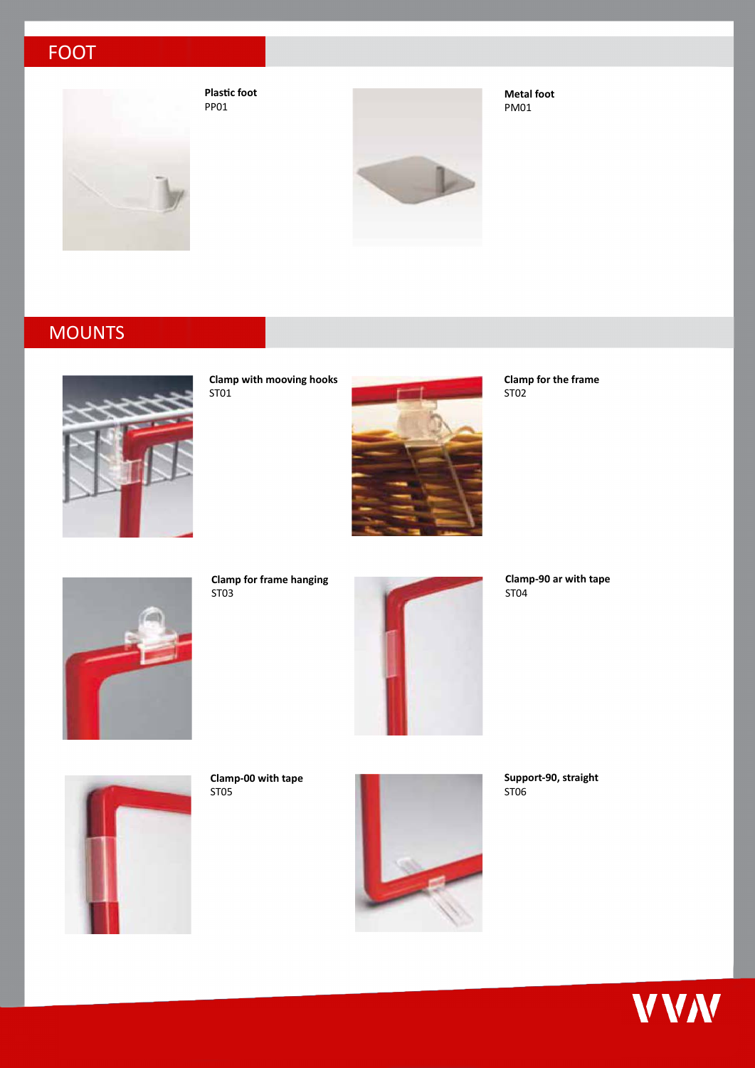## FOOT

**Plastic foot**
PP01

**Metal foot**
PM01

## MOUNTS

**Clamp with mooving hooks**
ST01

**Clamp for the frame**
ST02

**Clamp for frame hanging**
ST03

**Clamp-90 ar with tape**
ST04

**Clamp-00 with tape**
ST05

**Support-90, straight**
ST06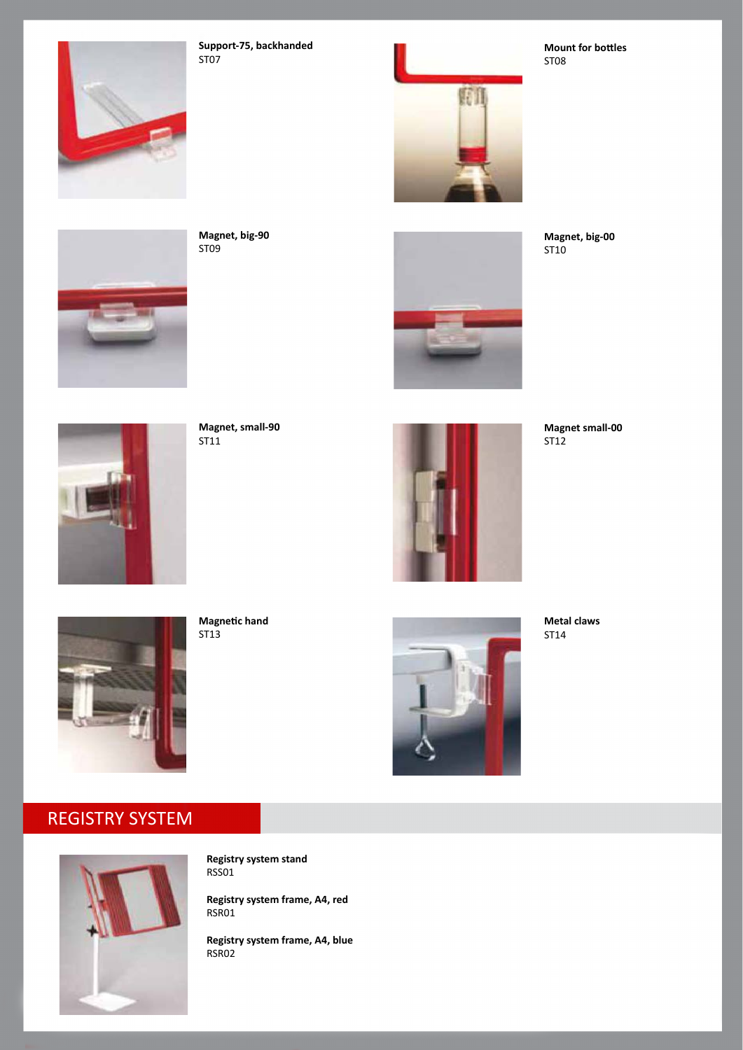**Support-75, backhanded**
ST07

**Mount for bottles**
ST08

**Magnet, big-90**
ST09

**Magnet, big-00**
ST10

**Magnet, small-90**
ST11

**Magnet small-00**
ST12

**Magnetic hand**
ST13

**Metal claws**
ST14

## REGISTRY SYSTEM

**Registry system stand**
RSS01

**Registry system frame, A4, red**
RSR01

**Registry system frame, A4, blue**
RSR02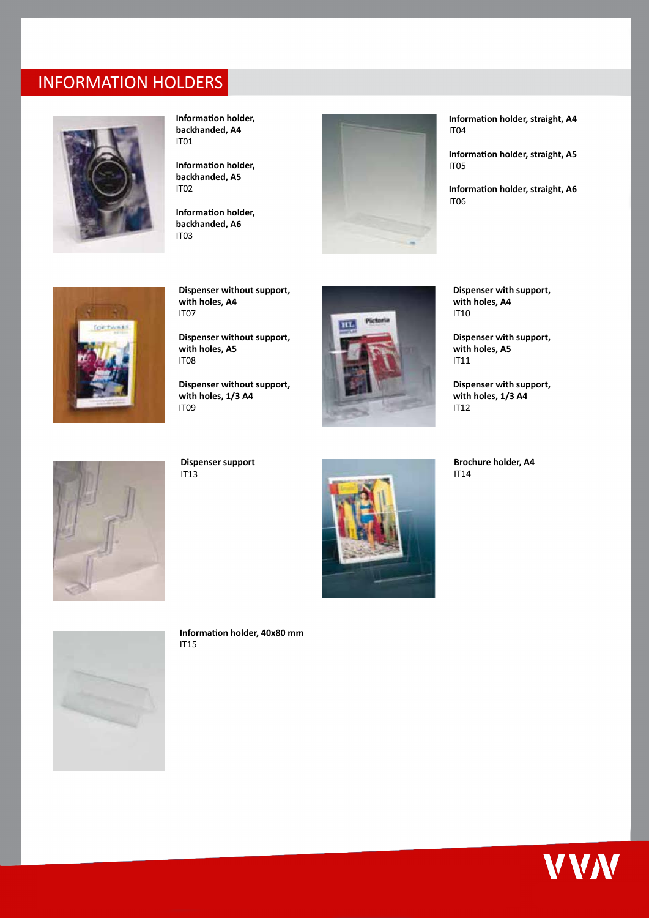# INFORMATION HOLDERS

**Information holder, backhanded, A4**
IT01

**Information holder, backhanded, A5**
IT02

**Information holder, backhanded, A6**
IT03

**Information holder, straight, A4**
IT04

**Information holder, straight, A5**
IT05

**Information holder, straight, A6**
IT06

**Dispenser without support, with holes, A4**
IT07

**Dispenser without support, with holes, A5**
IT08

**Dispenser without support, with holes, 1/3 A4**
IT09

**Dispenser with support, with holes, A4**
IT10

**Dispenser with support, with holes, A5**
IT11

**Dispenser with support, with holes, 1/3 A4**
IT12

**Dispenser support**
IT13

**Brochure holder, A4**
IT14

**Information holder, 40x80 mm**
IT15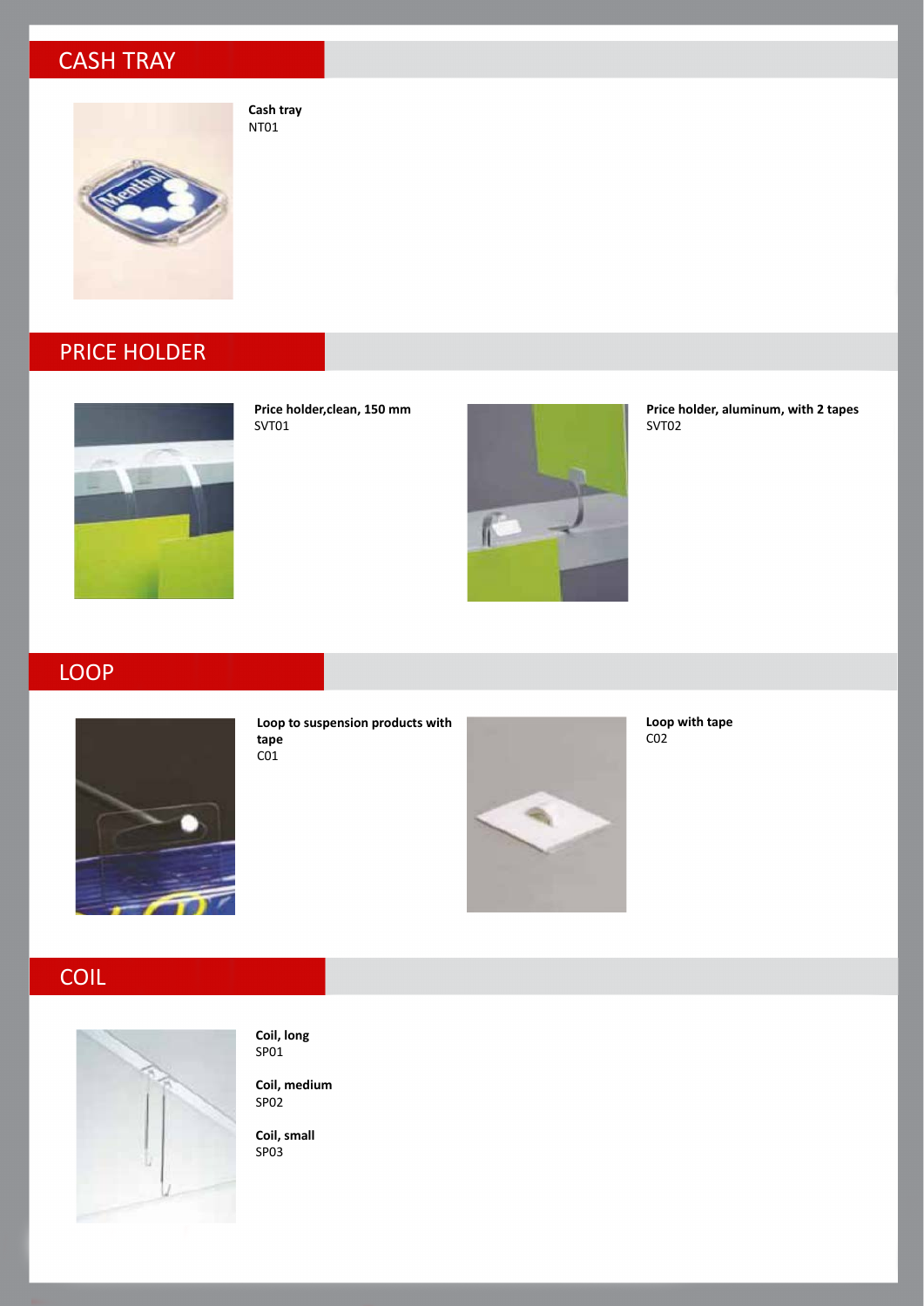## CASH TRAY

**Cash tray**
NT01

## PRICE HOLDER

**Price holder,clean, 150 mm**
SVT01

**Price holder, aluminum, with 2 tapes**
SVT02

## LOOP

**Loop to suspension products with tape**
C01

**Loop with tape**
C02

## COIL

**Coil, long**
SP01

**Coil, medium**
SP02

**Coil, small**
SP03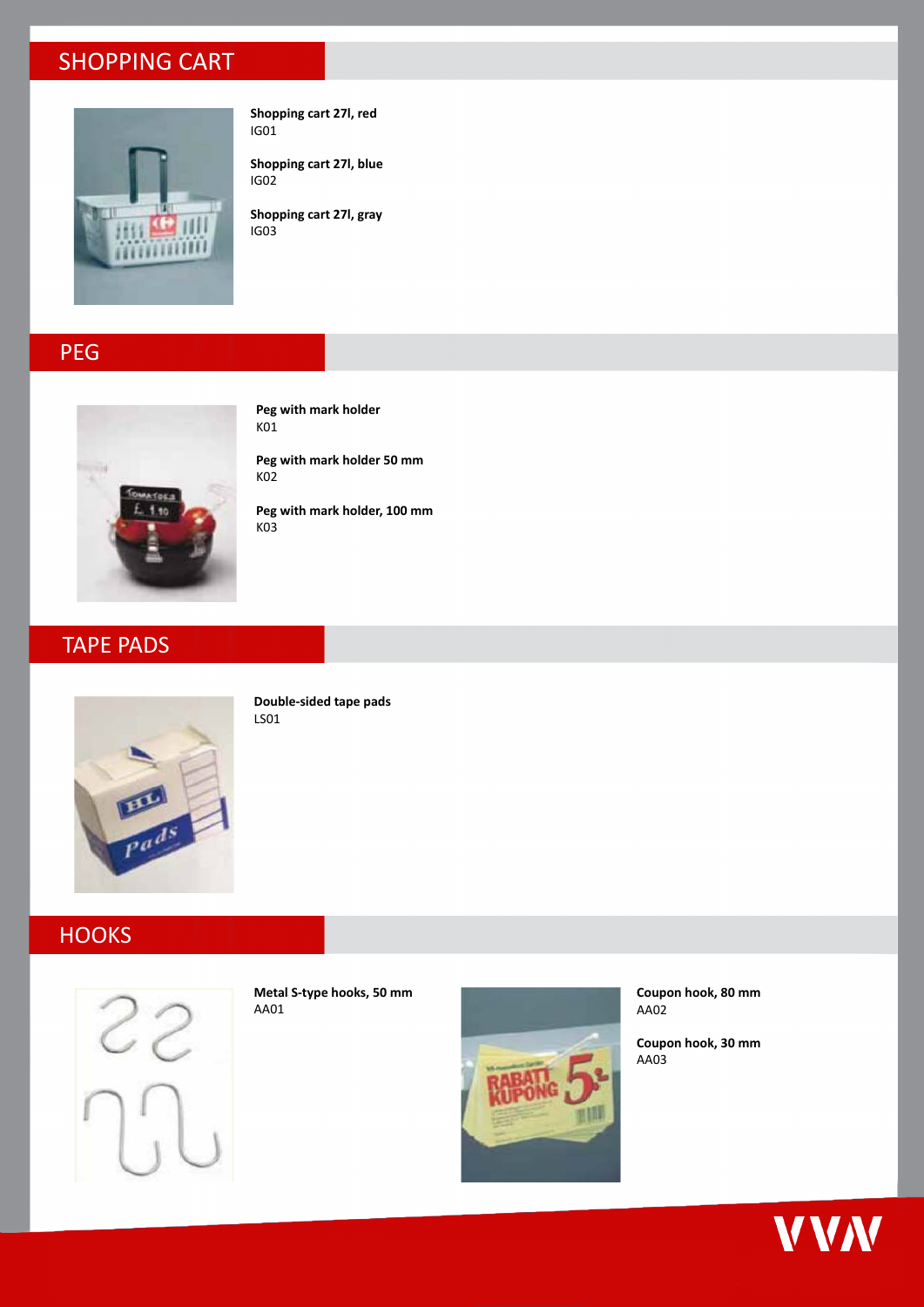## SHOPPING CART

**Shopping cart 27l, red**
IG01

**Shopping cart 27l, blue**
IG02

**Shopping cart 27l, gray**
IG03

## PEG

**Peg with mark holder**
K01

**Peg with mark holder 50 mm**
K02

**Peg with mark holder, 100 mm**
K03

## TAPE PADS

**Double-sided tape pads**
LS01

## HOOKS

**Metal S-type hooks, 50 mm**
AA01

**Coupon hook, 80 mm**
AA02

**Coupon hook, 30 mm**
AA03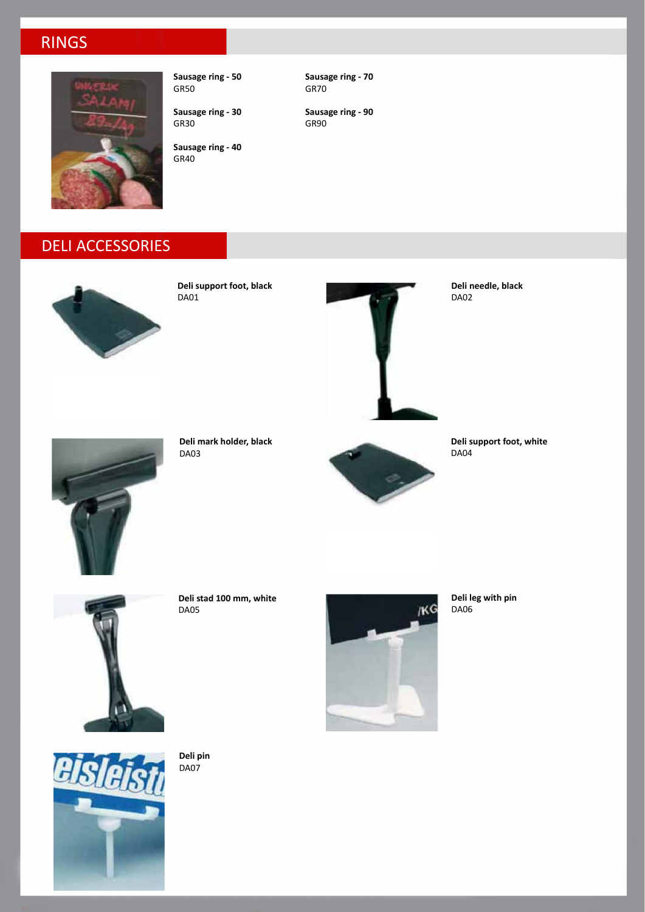## RINGS

**Sausage ring - 50**
GR50

**Sausage ring - 30**
GR30

**Sausage ring - 40**
GR40

**Sausage ring - 70**
GR70

**Sausage ring - 90**
GR90

## DELI ACCESSORIES

**Deli support foot, black**
DA01

**Deli needle, black**
DA02

**Deli mark holder, black**
DA03

**Deli support foot, white**
DA04

**Deli stad 100 mm, white**
DA05

**Deli leg with pin**
DA06

**Deli pin**
DA07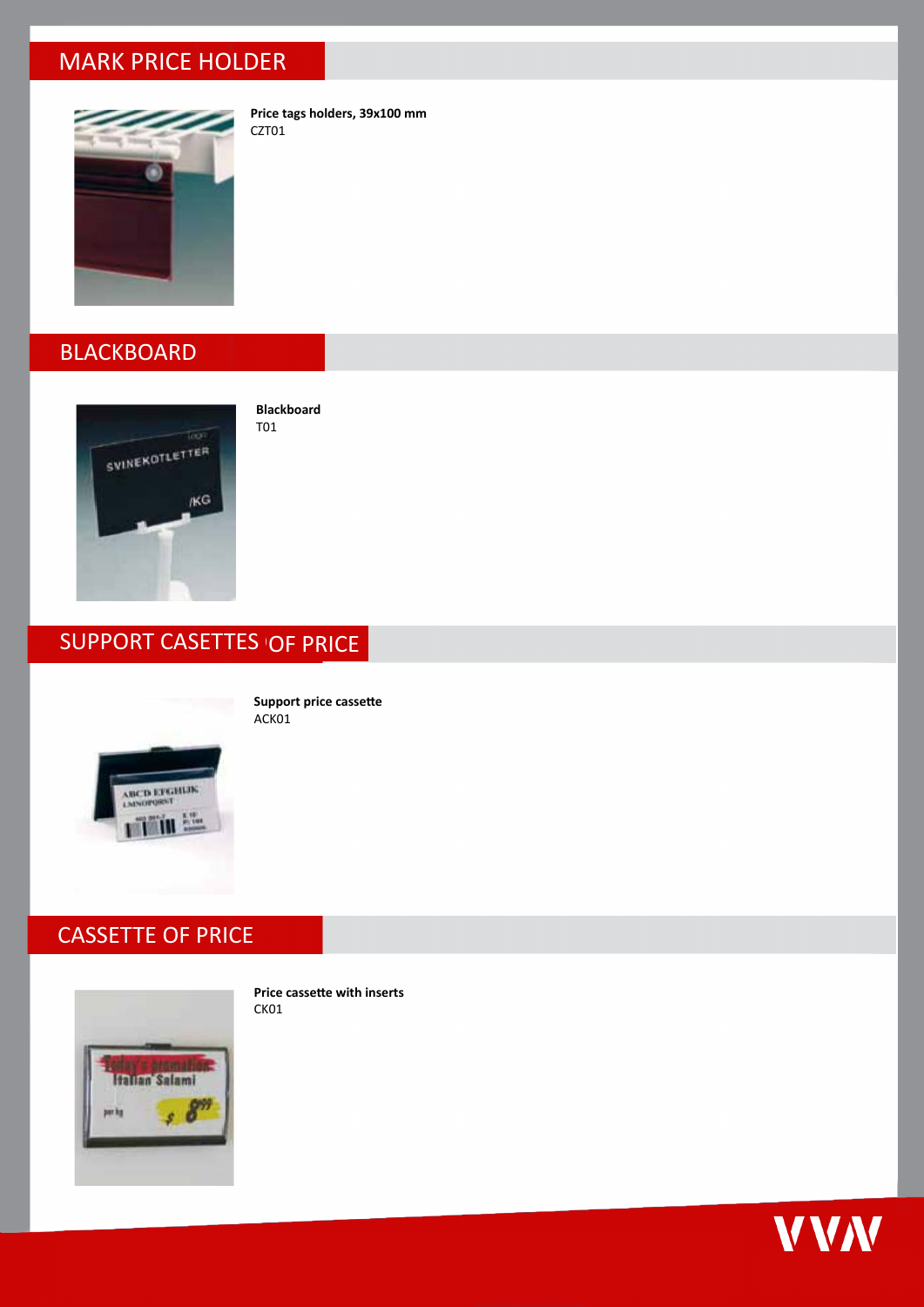## MARK PRICE HOLDER

**Price tags holders, 39x100 mm**
CZT01

## BLACKBOARD

**Blackboard**
T01

## SUPPORT CASETTES OF PRICE

**Support price cassette**
ACK01

## CASSETTE OF PRICE

**Price cassette with inserts**
CK01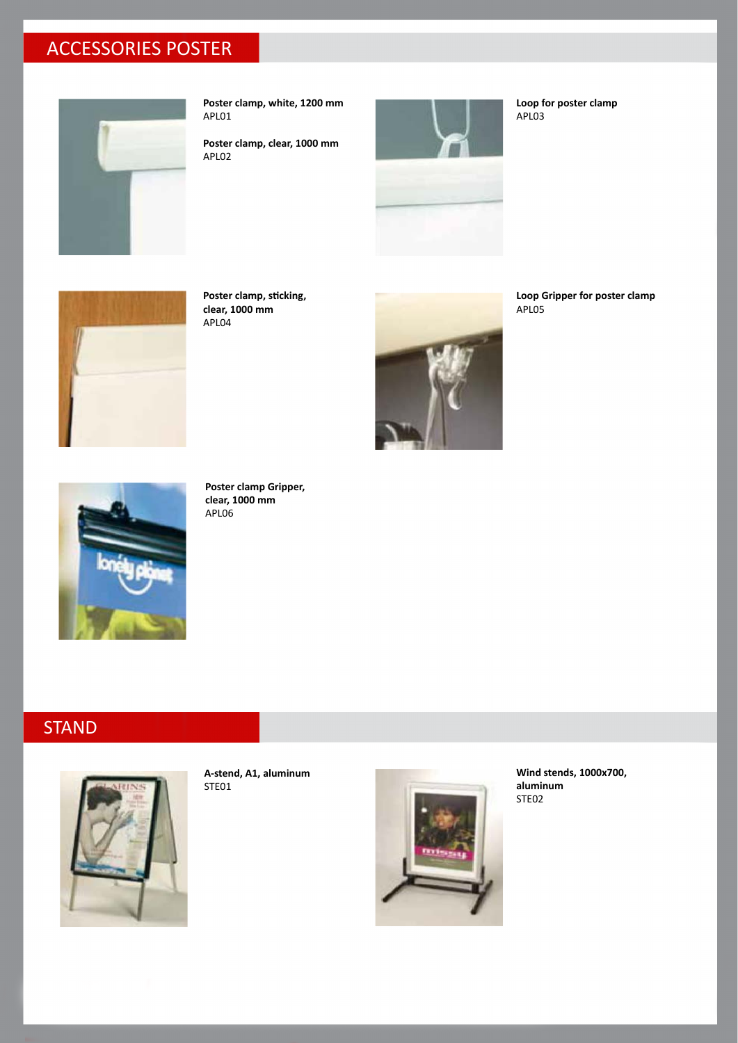## ACCESSORIES POSTER

**Poster clamp, white, 1200 mm**
APL01

**Poster clamp, clear, 1000 mm**
APL02

**Loop for poster clamp**
APL03

**Poster clamp, sticking, clear, 1000 mm**
APL04

**Loop Gripper for poster clamp**
APL05

**Poster clamp Gripper, clear, 1000 mm**
APL06

## STAND

**A-stend, A1, aluminum**
STE01

**Wind stends, 1000x700, aluminum**
STE02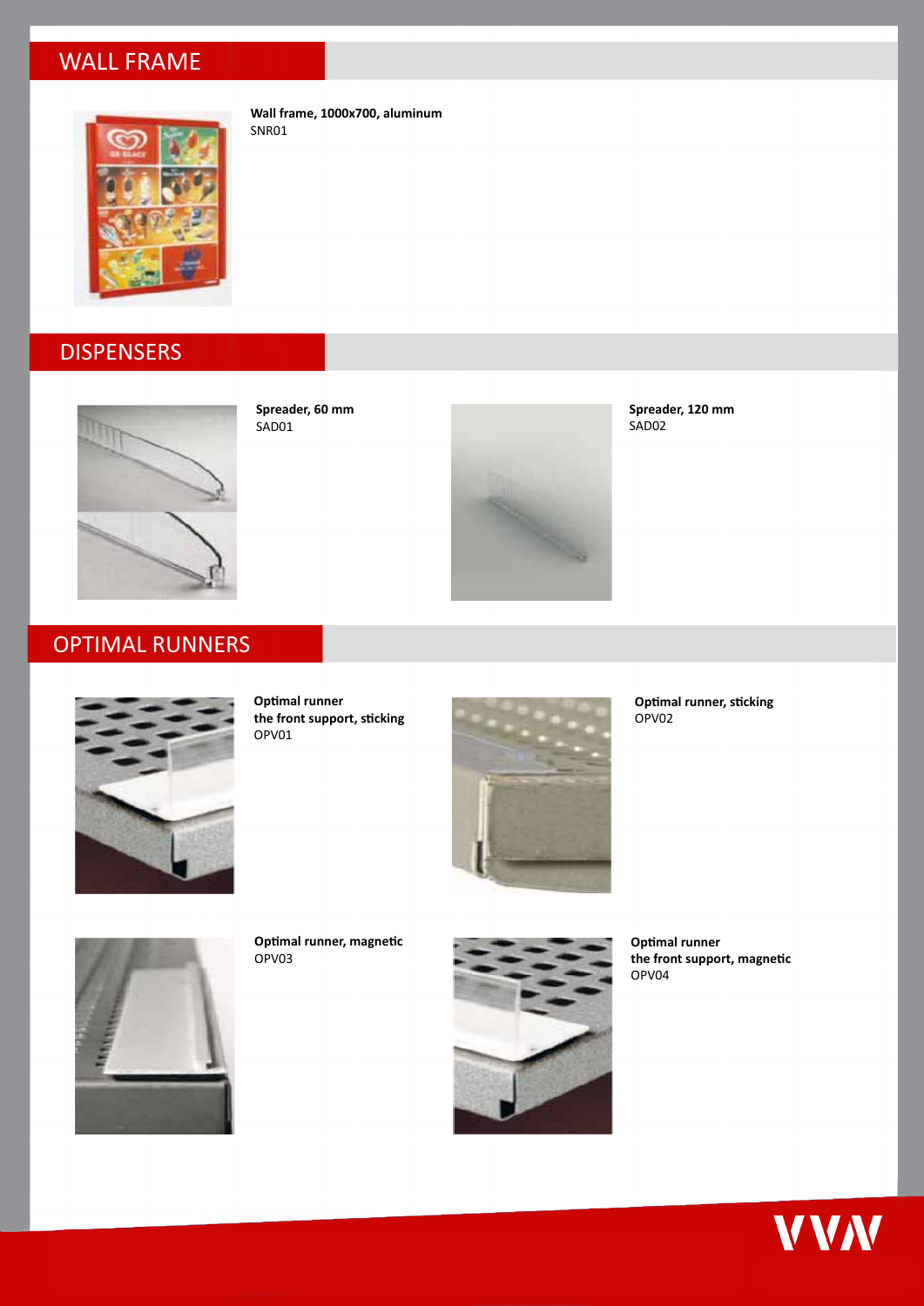## WALL FRAME

**Wall frame, 1000x700, aluminum**
SNR01

## DISPENSERS

**Spreader, 60 mm**
SAD01

**Spreader, 120 mm**
SAD02

## OPTIMAL RUNNERS

**Optimal runner**
**the front support, sticking**
OPV01

**Optimal runner, sticking**
OPV02

**Optimal runner, magnetic**
OPV03

**Optimal runner**
**the front support, magnetic**
OPV04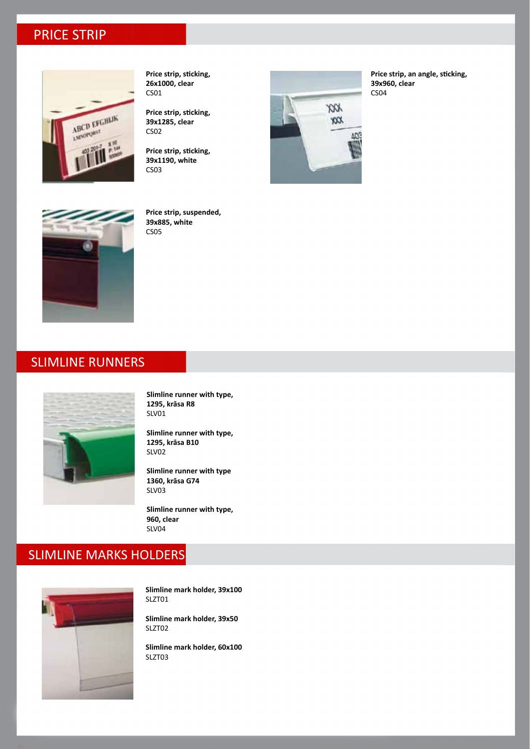## PRICE STRIP

**Price strip, sticking, 26x1000, clear**
CS01

**Price strip, sticking, 39x1285, clear**
CS02

**Price strip, sticking, 39x1190, white**
CS03

**Price strip, an angle, sticking, 39x960, clear**
CS04

**Price strip, suspended, 39x885, white**
CS05

## SLIMLINE RUNNERS

**Slimline runner with type, 1295, krāsa R8**
SLV01

**Slimline runner with type, 1295, krāsa B10**
SLV02

**Slimline runner with type 1360, krāsa G74**
SLV03

**Slimline runner with type, 960, clear**
SLV04

## SLIMLINE MARKS HOLDERS

**Slimline mark holder, 39x100**
SLZT01

**Slimline mark holder, 39x50**
SLZT02

**Slimline mark holder, 60x100**
SLZT03